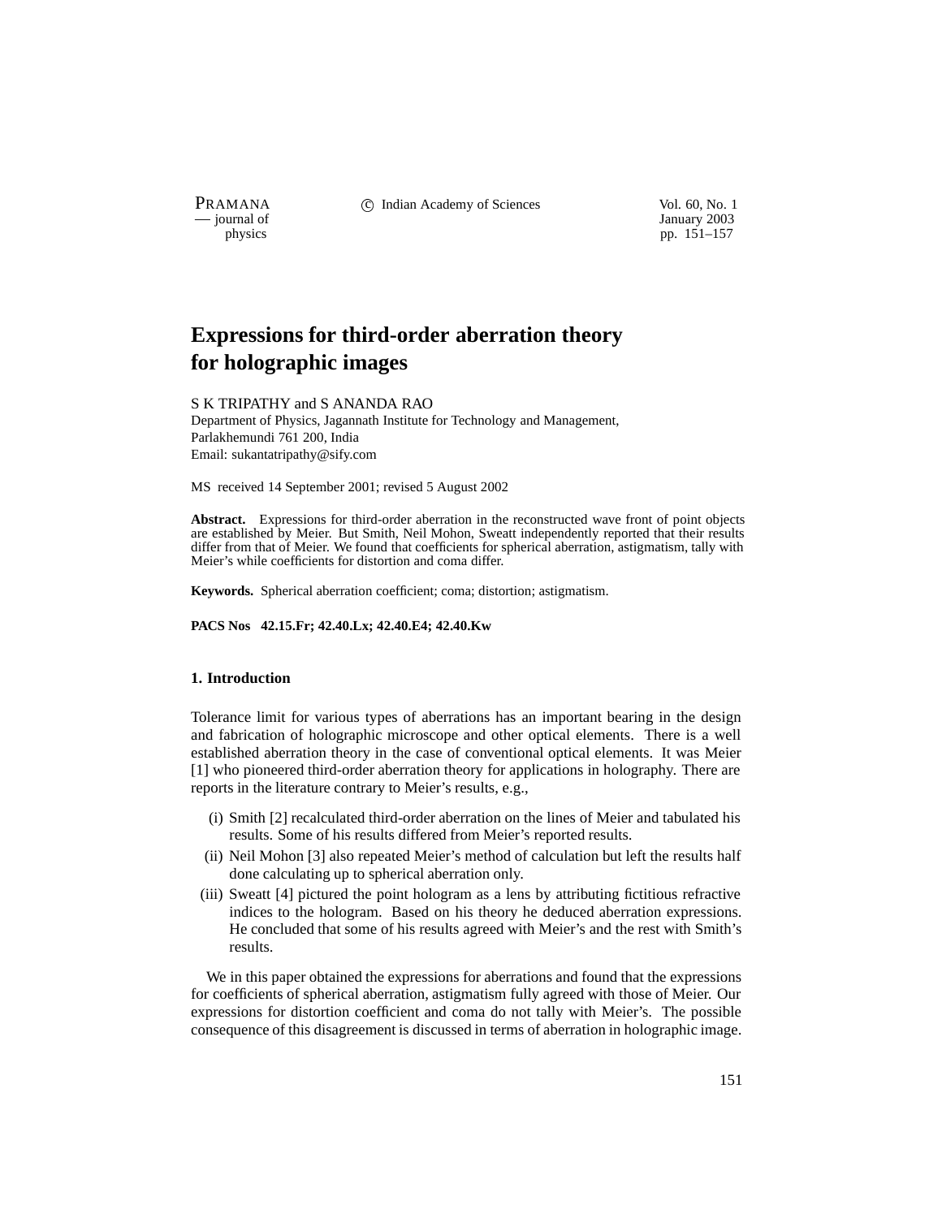# Expressions for third-order aberration theory for holographic images

S K TRIPATHY and S ANANDA RAO

Department of Physics, Jagannath Institute for Technology and Management, Parlakhemundi 761 200, India

Email: sukantatripathy@sify.com

MS received 14 September 2001; revised 5 August 2002

**Abstract.** Expressions for third-order aberration in the reconstructed wave front of point objects are established by Meier. But Smith, Neil Mohon, Sweatt independently reported that their results differ from that of Meier. We found that coefficients for spherical aberration, astigmatism, tally with Meier's while coefficients for distortion and coma differ.

**Keywords.** Spherical aberration coefficient; coma; distortion; astigmatism.

**PACS Nos 42.15.Fr; 42.40.Lx; 42.40.E4; 42.40.Kw**

## 1. Introduction

Tolerance limit for various types of aberrations has an important bearing in the design and fabrication of holographic microscope and other optical elements. There is a well established aberration theory in the case of conventional optical elements. It was Meier [1] who pioneered third-order aberration theory for applications in holography. There are reports in the literature contrary to Meier's results, e.g.,

(i) Smith [2] recalculated third-order aberration on the lines of Meier and tabulated his results. Some of his results differed from Meier's reported results.

(ii) Neil Mohon [3] also repeated Meier's method of calculation but left the results half done calculating up to spherical aberration only.

(iii) Sweatt [4] pictured the point hologram as a lens by attributing fictitious refractive indices to the hologram. Based on his theory he deduced aberration expressions. He concluded that some of his results agreed with Meier's and the rest with Smith's results.

We in this paper obtained the expressions for aberrations and found that the expressions for coefficients of spherical aberration, astigmatism fully agreed with those of Meier. Our expressions for distortion coefficient and coma do not tally with Meier's. The possible consequence of this disagreement is discussed in terms of aberration in holographic image.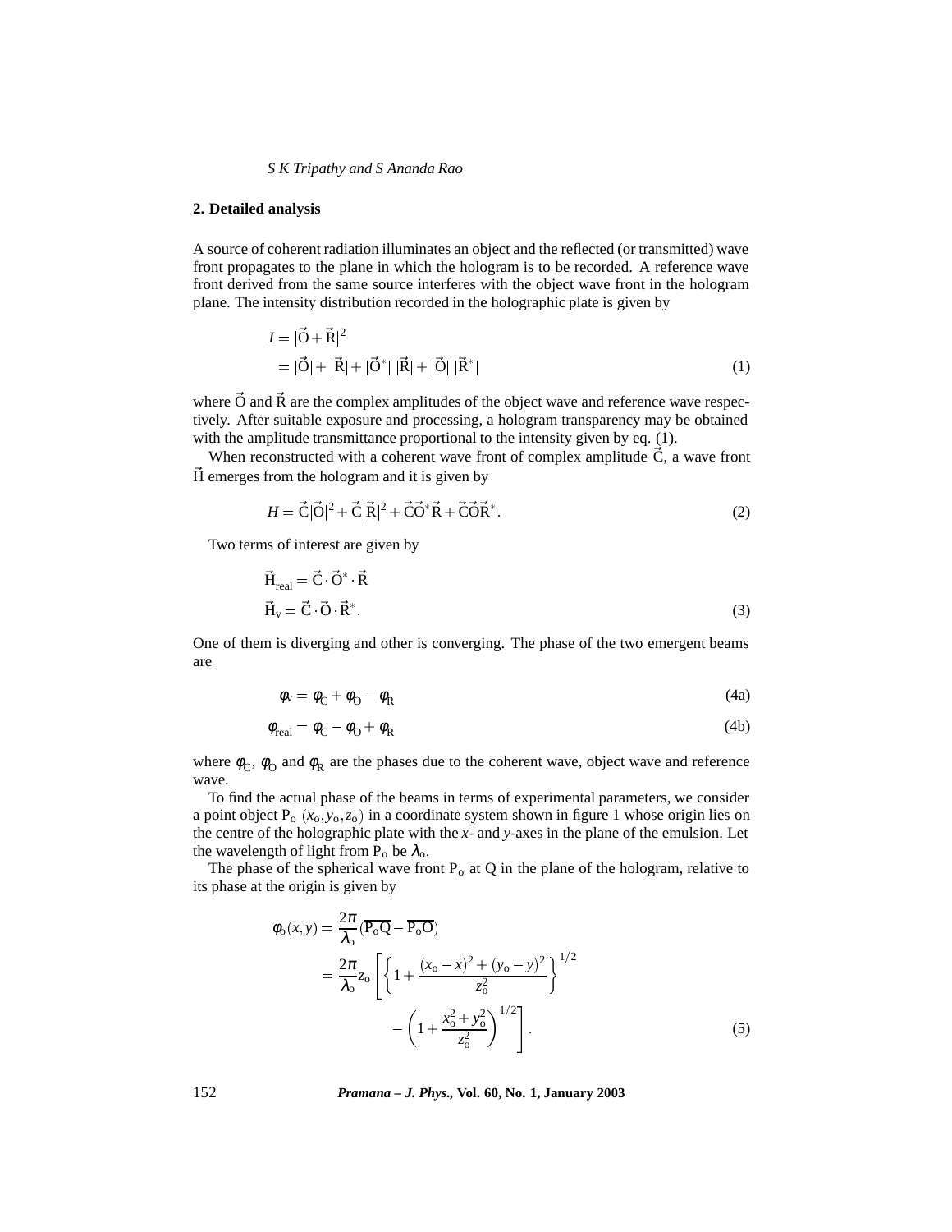## 2. Detailed analysis

A source of coherent radiation illuminates an object and the reflected (or transmitted) wave front propagates to the plane in which the hologram is to be recorded. A reference wave front derived from the same source interferes with the object wave front in the hologram plane. The intensity distribution recorded in the holographic plate is given by

$$
\begin{aligned}
I &= |\vec{\mathrm{O}} + \vec{\mathrm{R}}|^2 \\
&= |\vec{\mathrm{O}}| + |\vec{\mathrm{R}}| + |\vec{\mathrm{O}}^*|\,|\vec{\mathrm{R}}| + |\vec{\mathrm{O}}|\,|\vec{\mathrm{R}}^*|
\end{aligned}
\tag{1}
$$

where $\vec{\mathrm{O}}$ and $\vec{\mathrm{R}}$ are the complex amplitudes of the object wave and reference wave respectively. After suitable exposure and processing, a hologram transparency may be obtained with the amplitude transmittance proportional to the intensity given by eq. (1).

When reconstructed with a coherent wave front of complex amplitude $\vec{\mathrm{C}}$, a wave front $\vec{\mathrm{H}}$ emerges from the hologram and it is given by

$$
H = \vec{\mathrm{C}}|\vec{\mathrm{O}}|^2 + \vec{\mathrm{C}}|\vec{\mathrm{R}}|^2 + \vec{\mathrm{C}}\vec{\mathrm{O}}^*\vec{\mathrm{R}} + \vec{\mathrm{C}}\vec{\mathrm{O}}\vec{\mathrm{R}}^*. \tag{2}
$$

Two terms of interest are given by

$$
\begin{aligned}
\vec{\mathrm{H}}_{\mathrm{real}} &= \vec{\mathrm{C}} \cdot \vec{\mathrm{O}}^* \cdot \vec{\mathrm{R}} \\
\vec{\mathrm{H}}_{\mathrm{v}} &= \vec{\mathrm{C}} \cdot \vec{\mathrm{O}} \cdot \vec{\mathrm{R}}^*.
\end{aligned}
\tag{3}
$$

One of them is diverging and other is converging. The phase of the two emergent beams are

$$
\phi_v = \phi_{\mathrm{C}} + \phi_{\mathrm{O}} - \phi_{\mathrm{R}} \tag{4a}
$$

$$
\phi_{\mathrm{real}} = \phi_{\mathrm{C}} - \phi_{\mathrm{O}} + \phi_{\mathrm{R}} \tag{4b}
$$

where $\phi_{\mathrm{C}}$, $\phi_{\mathrm{O}}$ and $\phi_{\mathrm{R}}$ are the phases due to the coherent wave, object wave and reference wave.

To find the actual phase of the beams in terms of experimental parameters, we consider a point object $\mathrm{P_o}$ $(x_{\mathrm{o}}, y_{\mathrm{o}}, z_{\mathrm{o}})$ in a coordinate system shown in figure 1 whose origin lies on the centre of the holographic plate with the $x$- and $y$-axes in the plane of the emulsion. Let the wavelength of light from $\mathrm{P_o}$ be $\lambda_{\mathrm{o}}$.

The phase of the spherical wave front $\mathrm{P_o}$ at Q in the plane of the hologram, relative to its phase at the origin is given by

$$
\begin{aligned}
\phi_{\mathrm{o}}(x,y) &= \frac{2\pi}{\lambda_{\mathrm{o}}}(\overline{\mathrm{P_oQ}} - \overline{\mathrm{P_oO}}) \\
&= \frac{2\pi}{\lambda_{\mathrm{o}}} z_{\mathrm{o}} \left[ \left\{ 1 + \frac{(x_{\mathrm{o}} - x)^2 + (y_{\mathrm{o}} - y)^2}{z_{\mathrm{o}}^2} \right\}^{1/2} \right. \\
&\qquad \left. - \left( 1 + \frac{x_{\mathrm{o}}^2 + y_{\mathrm{o}}^2}{z_{\mathrm{o}}^2} \right)^{1/2} \right].
\end{aligned}
\tag{5}
$$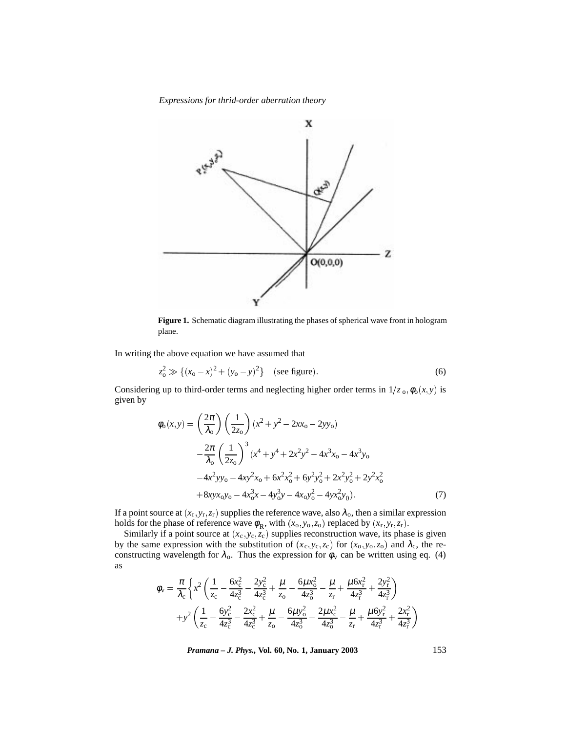Figure 1. Schematic diagram illustrating the phases of spherical wave front in hologram plane.

In writing the above equation we have assumed that

$$z_o^2 \gg \{(x_o - x)^2 + (y_o - y)^2\} \quad \text{(see figure)}. \tag{6}$$

Considering up to third-order terms and neglecting higher order terms in $1/z_o$, $\phi_o(x,y)$ is given by

$$\begin{aligned}
\phi_o(x,y) = {} & \left(\frac{2\pi}{\lambda_o}\right)\left(\frac{1}{2z_o}\right)(x^2 + y^2 - 2xx_o - 2yy_o) \\
& - \frac{2\pi}{\lambda_o}\left(\frac{1}{2z_o}\right)^3 (x^4 + y^4 + 2x^2y^2 - 4x^3x_o - 4x^3y_o \\
& - 4x^2yy_o - 4xy^2x_o + 6x^2x_o^2 + 6y^2y_o^2 + 2x^2y_o^2 + 2y^2x_o^2 \\
& + 8xyx_oy_o - 4x_o^3x - 4y_o^3y - 4x_oy_o^2 - 4yx_o^2y_0).
\end{aligned} \tag{7}$$

If a point source at $(x_r, y_r, z_r)$ supplies the reference wave, also $\lambda_o$, then a similar expression holds for the phase of reference wave $\phi_R$, with $(x_o, y_o, z_o)$ replaced by $(x_r, y_r, z_r)$.

Similarly if a point source at $(x_c, y_c, z_c)$ supplies reconstruction wave, its phase is given by the same expression with the substitution of $(x_c, y_c, z_c)$ for $(x_o, y_o, z_o)$ and $\lambda_c$, the reconstructing wavelength for $\lambda_o$. Thus the expression for $\phi_v$ can be written using eq. (4) as

$$\begin{aligned}
\phi_v = \frac{\pi}{\lambda_c}\Bigg\{ & x^2\left(\frac{1}{z_c} - \frac{6x_c^2}{4z_c^3} - \frac{2y_c^2}{4z_c^3} + \frac{\mu}{z_o} - \frac{6\mu x_o^2}{4z_o^3} - \frac{\mu}{z_r} + \frac{\mu 6x_r^2}{4z_r^3} + \frac{2y_r^2}{4z_r^3}\right) \\
& + y^2\left(\frac{1}{z_c} - \frac{6y_c^2}{4z_c^3} - \frac{2x_c^2}{4z_c^3} + \frac{\mu}{z_o} - \frac{6\mu y_o^2}{4z_o^3} - \frac{2\mu x_c^2}{4z_o^3} - \frac{\mu}{z_r} + \frac{\mu 6y_r^2}{4z_r^3} + \frac{2x_r^2}{4z_r^3}\right)
\end{aligned}$$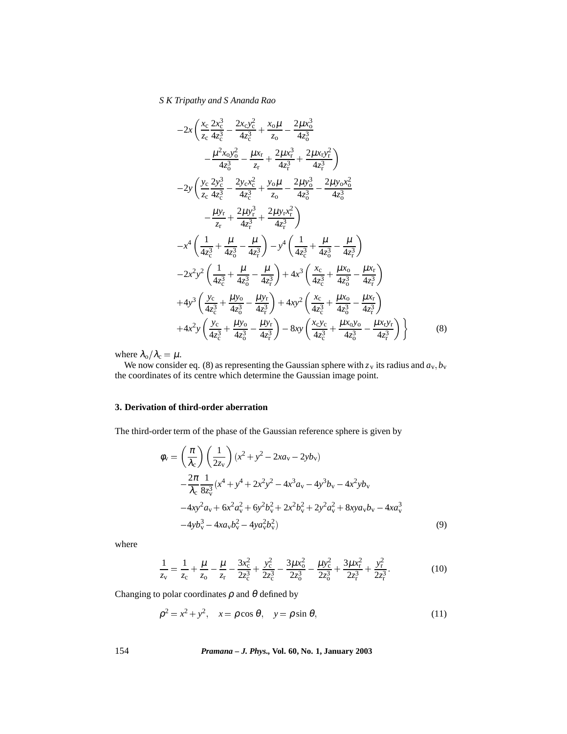$$
\begin{aligned}
&-2x\left(\frac{x_{\rm c}}{z_{\rm c}}\frac{2x_{\rm c}^3}{4z_{\rm c}^3}-\frac{2x_{\rm c}y_{\rm c}^2}{4z_{\rm c}^3}+\frac{x_{\rm o}\mu}{z_{\rm o}}-\frac{2\mu x_{\rm o}^3}{4z_{\rm o}^3}\right.\\
&\qquad\left.-\frac{\mu^2 x_{\rm o}y_{\rm o}^2}{4z_{\rm o}^3}-\frac{\mu x_{\rm r}}{z_{\rm r}}+\frac{2\mu x_{\rm r}^3}{4z_{\rm r}^3}+\frac{2\mu x_{\rm r}y_{\rm r}^2}{4z_{\rm r}^3}\right)\\
&-2y\left(\frac{y_{\rm c}}{z_{\rm c}}\frac{2y_{\rm c}^3}{4z_{\rm c}^3}-\frac{2y_{\rm c}x_{\rm c}^2}{4z_{\rm c}^3}+\frac{y_{\rm o}\mu}{z_{\rm o}}-\frac{2\mu y_{\rm o}^3}{4z_{\rm o}^3}-\frac{2\mu y_{\rm o}x_{\rm o}^2}{4z_{\rm o}^3}\right.\\
&\qquad\left.-\frac{\mu y_{\rm r}}{z_{\rm r}}+\frac{2\mu y_{\rm r}^3}{4z_{\rm r}^3}+\frac{2\mu y_{\rm r}x_{\rm r}^2}{4z_{\rm r}^3}\right)\\
&-x^4\left(\frac{1}{4z_{\rm c}^3}+\frac{\mu}{4z_{\rm o}^3}-\frac{\mu}{4z_{\rm r}^3}\right)-y^4\left(\frac{1}{4z_{\rm c}^3}+\frac{\mu}{4z_{\rm o}^3}-\frac{\mu}{4z_{\rm r}^3}\right)\\
&-2x^2y^2\left(\frac{1}{4z_{\rm c}^3}+\frac{\mu}{4z_{\rm o}^3}-\frac{\mu}{4z_{\rm r}^3}\right)+4x^3\left(\frac{x_{\rm c}}{4z_{\rm c}^3}+\frac{\mu x_{\rm o}}{4z_{\rm o}^3}-\frac{\mu x_{\rm r}}{4z_{\rm r}^3}\right)\\
&+4y^3\left(\frac{y_{\rm c}}{4z_{\rm c}^3}+\frac{\mu y_{\rm o}}{4z_{\rm o}^3}-\frac{\mu y_{\rm r}}{4z_{\rm r}^3}\right)+4xy^2\left(\frac{x_{\rm c}}{4z_{\rm c}^3}+\frac{\mu x_{\rm o}}{4z_{\rm o}^3}-\frac{\mu x_{\rm r}}{4z_{\rm r}^3}\right)\\
&+4x^2y\left(\frac{y_{\rm c}}{4z_{\rm c}^3}+\frac{\mu y_{\rm o}}{4z_{\rm o}^3}-\frac{\mu y_{\rm r}}{4z_{\rm r}^3}\right)-8xy\left(\frac{x_{\rm c}y_{\rm c}}{4z_{\rm c}^3}+\frac{\mu x_{\rm o}y_{\rm o}}{4z_{\rm o}^3}-\frac{\mu x_{\rm r}y_{\rm r}}{4z_{\rm r}^3}\right)\Bigg\}
\end{aligned}
\tag{8}
$$

where $\lambda_{\rm o}/\lambda_{\rm c}=\mu$.

We now consider eq. (8) as representing the Gaussian sphere with $z_{\rm v}$ its radius and $a_{\rm v}, b_{\rm v}$ the coordinates of its centre which determine the Gaussian image point.

## 3. Derivation of third-order aberration

The third-order term of the phase of the Gaussian reference sphere is given by

$$
\begin{aligned}
\phi_{\rm v} &= \left(\frac{\pi}{\lambda_{\rm c}}\right)\left(\frac{1}{2z_{\rm v}}\right)(x^2+y^2-2xa_{\rm v}-2yb_{\rm v})\\
&\quad-\frac{2\pi}{\lambda_{\rm c}}\frac{1}{8z_{\rm v}^3}(x^4+y^4+2x^2y^2-4x^3a_{\rm v}-4y^3b_{\rm v}-4x^2yb_{\rm v}\\
&\quad-4xy^2a_{\rm v}+6x^2a_{\rm v}^2+6y^2b_{\rm v}^2+2x^2b_{\rm v}^2+2y^2a_{\rm v}^2+8xya_{\rm v}b_{\rm v}-4xa_{\rm v}^3\\
&\quad-4yb_{\rm v}^3-4xa_{\rm v}b_{\rm v}^2-4ya_{\rm v}^2b_{\rm v}^2)
\end{aligned}
\tag{9}
$$

where

$$
\frac{1}{z_{\rm v}}=\frac{1}{z_{\rm c}}+\frac{\mu}{z_{\rm o}}-\frac{\mu}{z_{\rm r}}-\frac{3x_{\rm c}^2}{2z_{\rm c}^3}+\frac{y_{\rm c}^2}{2z_{\rm c}^3}-\frac{3\mu x_{\rm o}^2}{2z_{\rm o}^3}-\frac{\mu y_{\rm o}^2}{2z_{\rm o}^3}+\frac{3\mu x_{\rm r}^2}{2z_{\rm r}^3}+\frac{y_{\rm r}^2}{2z_{\rm r}^3}. \tag{10}
$$

Changing to polar coordinates $\rho$ and $\theta$ defined by

$$
\rho^2=x^2+y^2,\quad x=\rho\cos\theta,\quad y=\rho\sin\theta, \tag{11}
$$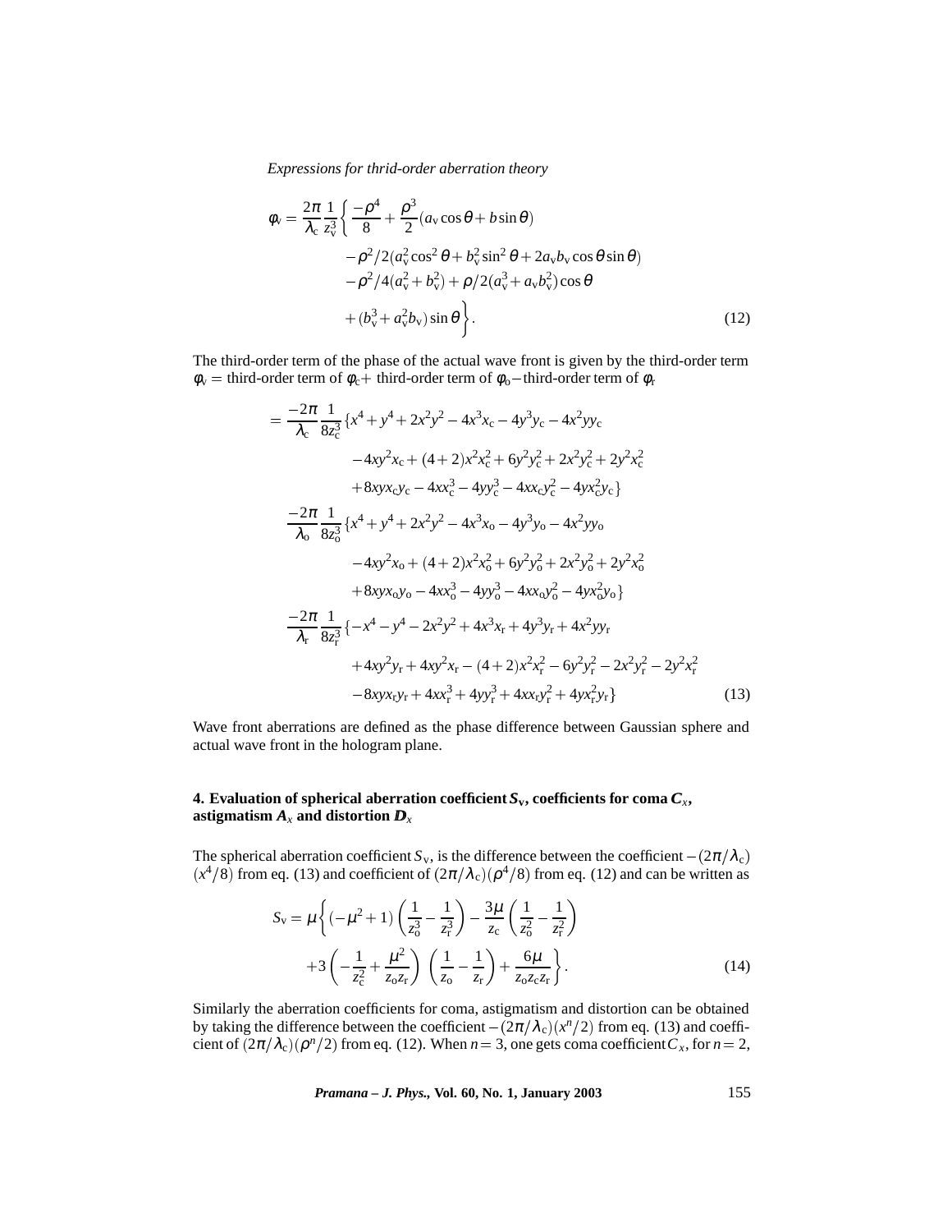*Expressions for thrid-order aberration theory*

$$
\begin{aligned}
\phi_{\mathrm{v}} = \frac{2\pi}{\lambda_{\mathrm{c}}}\frac{1}{z_{\mathrm{v}}^{3}}\bigg\{ & \frac{-\rho^4}{8} + \frac{\rho^3}{2}(a_{\mathrm{v}}\cos\theta + b\sin\theta) \\
& -\rho^2/2(a_{\mathrm{v}}^2\cos^2\theta + b_{\mathrm{v}}^2\sin^2\theta + 2a_{\mathrm{v}}b_{\mathrm{v}}\cos\theta\sin\theta) \\
& -\rho^2/4(a_{\mathrm{v}}^2 + b_{\mathrm{v}}^2) + \rho/2(a_{\mathrm{v}}^3 + a_{\mathrm{v}}b_{\mathrm{v}}^2)\cos\theta \\
& + (b_{\mathrm{v}}^3 + a_{\mathrm{v}}^2 b_{\mathrm{v}})\sin\theta\bigg\}. \qquad (12)
\end{aligned}
$$

The third-order term of the phase of the actual wave front is given by the third-order term $\phi_{\mathrm{v}}$ = third-order term of $\phi_{\mathrm{c}}+$ third-order term of $\phi_{\mathrm{o}}-$third-order term of $\phi_{\mathrm{r}}$

$$
\begin{aligned}
= \frac{-2\pi}{\lambda_{\mathrm{c}}}\frac{1}{8z_{\mathrm{c}}^3}\{ & x^4 + y^4 + 2x^2y^2 - 4x^3x_{\mathrm{c}} - 4y^3y_{\mathrm{c}} - 4x^2yy_{\mathrm{c}} \\
& -4xy^2x_{\mathrm{c}} + (4+2)x^2x_{\mathrm{c}}^2 + 6y^2y_{\mathrm{c}}^2 + 2x^2y_{\mathrm{c}}^2 + 2y^2x_{\mathrm{c}}^2 \\
& +8xyx_{\mathrm{c}}y_{\mathrm{c}} - 4xx_{\mathrm{c}}^3 - 4yy_{\mathrm{c}}^3 - 4xx_{\mathrm{c}}y_{\mathrm{c}}^2 - 4yx_{\mathrm{c}}^2y_{\mathrm{c}}\} \\
\frac{-2\pi}{\lambda_{\mathrm{o}}}\frac{1}{8z_{\mathrm{o}}^3}\{ & x^4 + y^4 + 2x^2y^2 - 4x^3x_{\mathrm{o}} - 4y^3y_{\mathrm{o}} - 4x^2yy_{\mathrm{o}} \\
& -4xy^2x_{\mathrm{o}} + (4+2)x^2x_{\mathrm{o}}^2 + 6y^2y_{\mathrm{o}}^2 + 2x^2y_{\mathrm{o}}^2 + 2y^2x_{\mathrm{o}}^2 \\
& +8xyx_{\mathrm{o}}y_{\mathrm{o}} - 4xx_{\mathrm{o}}^3 - 4yy_{\mathrm{o}}^3 - 4xx_{\mathrm{o}}y_{\mathrm{o}}^2 - 4yx_{\mathrm{o}}^2y_{\mathrm{o}}\} \\
\frac{-2\pi}{\lambda_{\mathrm{r}}}\frac{1}{8z_{\mathrm{r}}^3}\{ & -x^4 - y^4 - 2x^2y^2 + 4x^3x_{\mathrm{r}} + 4y^3y_{\mathrm{r}} + 4x^2yy_{\mathrm{r}} \\
& +4xy^2y_{\mathrm{r}} + 4xy^2x_{\mathrm{r}} - (4+2)x^2x_{\mathrm{r}}^2 - 6y^2y_{\mathrm{r}}^2 - 2x^2y_{\mathrm{r}}^2 - 2y^2x_{\mathrm{r}}^2 \\
& -8xyx_{\mathrm{r}}y_{\mathrm{r}} + 4xx_{\mathrm{r}}^3 + 4yy_{\mathrm{r}}^3 + 4xx_{\mathrm{r}}y_{\mathrm{r}}^2 + 4yx_{\mathrm{r}}^2y_{\mathrm{r}}\} \qquad (13)
\end{aligned}
$$

Wave front aberrations are defined as the phase difference between Gaussian sphere and actual wave front in the hologram plane.

## 4. Evaluation of spherical aberration coefficient $S_{\mathrm{v}}$, coefficients for coma $C_x$, astigmatism $A_x$ and distortion $D_x$

The spherical aberration coefficient $S_{\mathrm{v}}$, is the difference between the coefficient $-(2\pi/\lambda_{\mathrm{c}})$ $(x^4/8)$ from eq. (13) and coefficient of $(2\pi/\lambda_{\mathrm{c}})(\rho^4/8)$ from eq. (12) and can be written as

$$
\begin{aligned}
S_{\mathrm{v}} = \mu\bigg\{ & (-\mu^2+1)\left(\frac{1}{z_{\mathrm{o}}^3} - \frac{1}{z_{\mathrm{r}}^3}\right) - \frac{3\mu}{z_{\mathrm{c}}}\left(\frac{1}{z_{\mathrm{o}}^2} - \frac{1}{z_{\mathrm{r}}^2}\right) \\
& +3\left(-\frac{1}{z_{\mathrm{c}}^2} + \frac{\mu^2}{z_{\mathrm{o}}z_{\mathrm{r}}}\right)\left(\frac{1}{z_{\mathrm{o}}} - \frac{1}{z_{\mathrm{r}}}\right) + \frac{6\mu}{z_{\mathrm{o}}z_{\mathrm{c}}z_{\mathrm{r}}}\bigg\}. \qquad (14)
\end{aligned}
$$

Similarly the aberration coefficients for coma, astigmatism and distortion can be obtained by taking the difference between the coefficient $-(2\pi/\lambda_{\mathrm{c}})(x^n/2)$ from eq. (13) and coefficient of $(2\pi/\lambda_{\mathrm{c}})(\rho^n/2)$ from eq. (12). When $n=3$, one gets coma coefficient $C_x$, for $n=2$,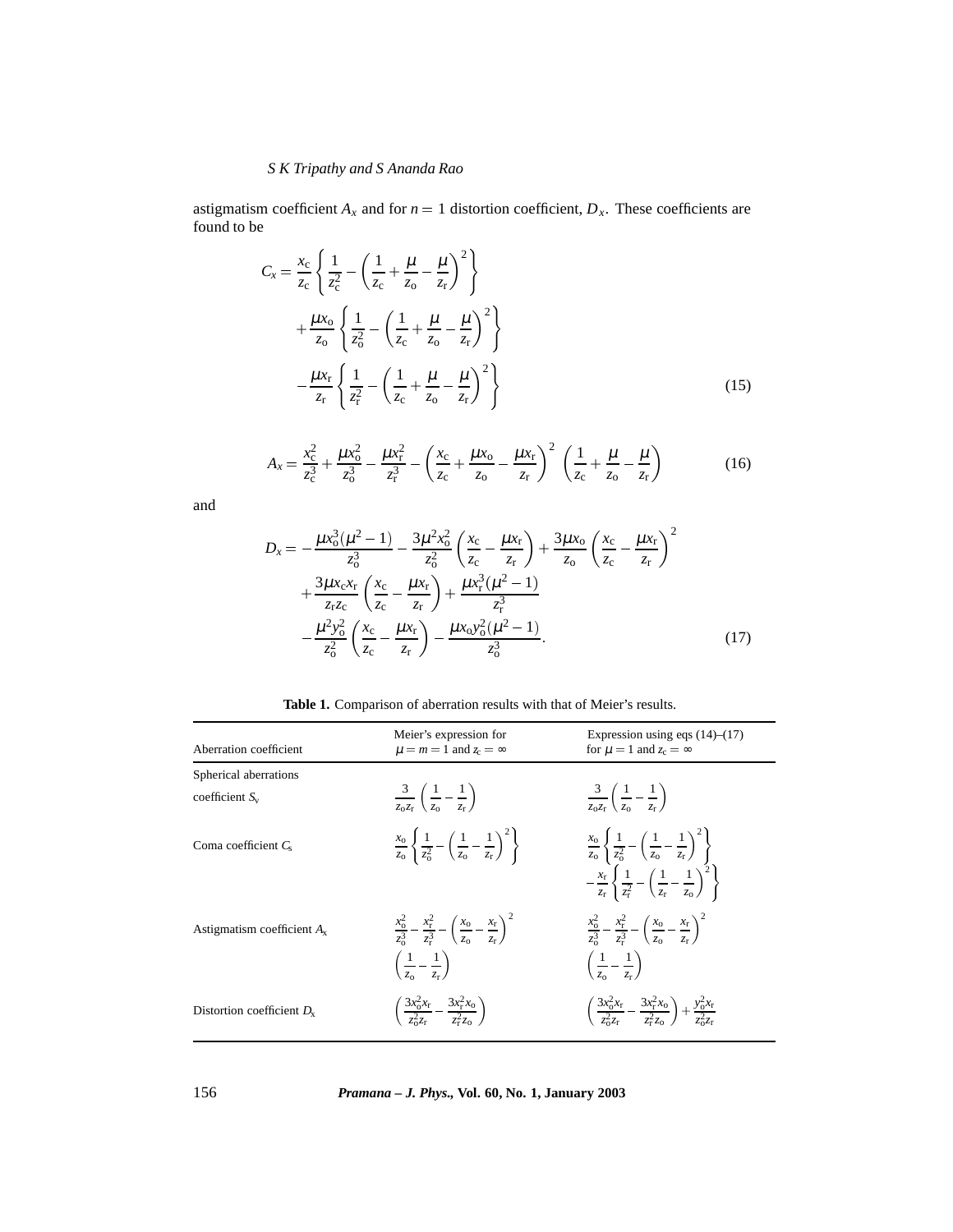astigmatism coefficient $A_x$ and for $n = 1$ distortion coefficient, $D_x$. These coefficients are found to be

$$C_x = \frac{x_c}{z_c}\left\{\frac{1}{z_c^2} - \left(\frac{1}{z_c} + \frac{\mu}{z_o} - \frac{\mu}{z_r}\right)^2\right\} + \frac{\mu x_o}{z_o}\left\{\frac{1}{z_o^2} - \left(\frac{1}{z_c} + \frac{\mu}{z_o} - \frac{\mu}{z_r}\right)^2\right\} - \frac{\mu x_r}{z_r}\left\{\frac{1}{z_r^2} - \left(\frac{1}{z_c} + \frac{\mu}{z_o} - \frac{\mu}{z_r}\right)^2\right\} \tag{15}$$

$$A_x = \frac{x_c^2}{z_c^3} + \frac{\mu x_o^2}{z_o^3} - \frac{\mu x_r^2}{z_r^3} - \left(\frac{x_c}{z_c} + \frac{\mu x_o}{z_o} - \frac{\mu x_r}{z_r}\right)^2\left(\frac{1}{z_c} + \frac{\mu}{z_o} - \frac{\mu}{z_r}\right) \tag{16}$$

and

$$D_x = -\frac{\mu x_o^3(\mu^2-1)}{z_o^3} - \frac{3\mu^2 x_o^2}{z_o^2}\left(\frac{x_c}{z_c} - \frac{\mu x_r}{z_r}\right) + \frac{3\mu x_o}{z_o}\left(\frac{x_c}{z_c} - \frac{\mu x_r}{z_r}\right)^2 + \frac{3\mu x_c x_r}{z_r z_c}\left(\frac{x_c}{z_c} - \frac{\mu x_r}{z_r}\right) + \frac{\mu x_r^3(\mu^2-1)}{z_r^3} - \frac{\mu^2 y_o^2}{z_o^2}\left(\frac{x_c}{z_c} - \frac{\mu x_r}{z_r}\right) - \frac{\mu x_o y_o^2(\mu^2-1)}{z_o^3}. \tag{17}$$

**Table 1.** Comparison of aberration results with that of Meier's results.

| Aberration coefficient | Meier's expression for $\mu = m = 1$ and $z_c = \infty$ | Expression using eqs (14)–(17) for $\mu = 1$ and $z_c = \infty$ |
|---|---|---|
| Spherical aberrations coefficient $S_v$ | $\frac{3}{z_o z_r}\left(\frac{1}{z_o} - \frac{1}{z_r}\right)$ | $\frac{3}{z_o z_r}\left(\frac{1}{z_o} - \frac{1}{z_r}\right)$ |
| Coma coefficient $C_s$ | $\frac{x_o}{z_o}\left\{\frac{1}{z_o^2} - \left(\frac{1}{z_o} - \frac{1}{z_r}\right)^2\right\}$ | $\frac{x_o}{z_o}\left\{\frac{1}{z_o^2} - \left(\frac{1}{z_o} - \frac{1}{z_r}\right)^2\right\} - \frac{x_r}{z_r}\left\{\frac{1}{z_r^2} - \left(\frac{1}{z_r} - \frac{1}{z_o}\right)^2\right\}$ |
| Astigmatism coefficient $A_x$ | $\frac{x_o^2}{z_o^3} - \frac{x_r^2}{z_r^3} - \left(\frac{x_o}{z_o} - \frac{x_r}{z_r}\right)^2 \left(\frac{1}{z_o} - \frac{1}{z_r}\right)$ | $\frac{x_o^2}{z_o^3} - \frac{x_r^2}{z_r^3} - \left(\frac{x_o}{z_o} - \frac{x_r}{z_r}\right)^2 \left(\frac{1}{z_o} - \frac{1}{z_r}\right)$ |
| Distortion coefficient $D_x$ | $\left(\frac{3x_o^2 x_r}{z_o^2 z_r} - \frac{3x_r^2 x_o}{z_r^2 z_o}\right)$ | $\left(\frac{3x_o^2 x_r}{z_o^2 z_r} - \frac{3x_r^2 x_o}{z_r^2 z_o}\right) + \frac{y_o^2 x_r}{z_o^2 z_r}$ |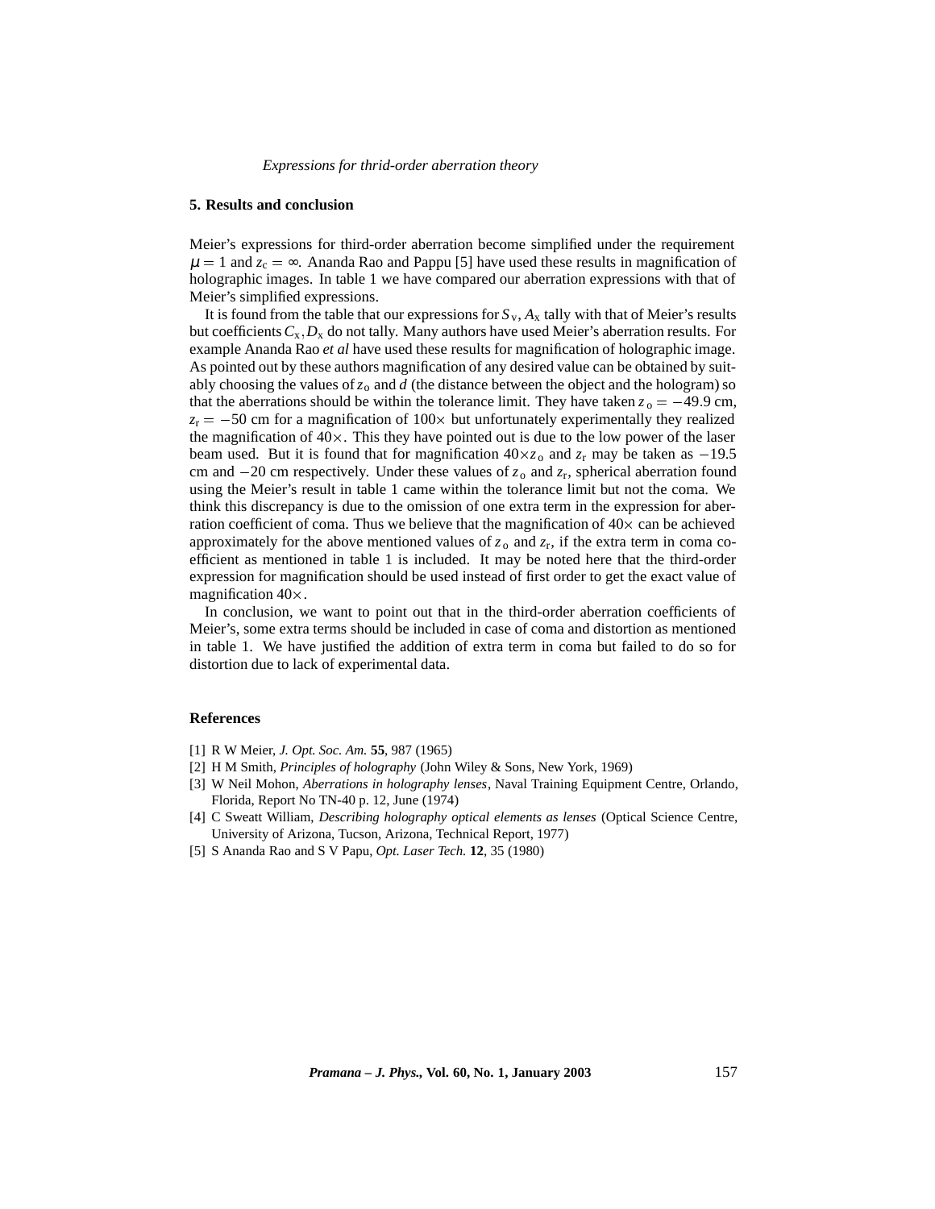## 5. Results and conclusion

Meier's expressions for third-order aberration become simplified under the requirement $\mu = 1$ and $z_c = \infty$. Ananda Rao and Pappu [5] have used these results in magnification of holographic images. In table 1 we have compared our aberration expressions with that of Meier's simplified expressions.

It is found from the table that our expressions for $S_v, A_x$ tally with that of Meier's results but coefficients $C_x, D_x$ do not tally. Many authors have used Meier's aberration results. For example Ananda Rao *et al* have used these results for magnification of holographic image. As pointed out by these authors magnification of any desired value can be obtained by suitably choosing the values of $z_o$ and $d$ (the distance between the object and the hologram) so that the aberrations should be within the tolerance limit. They have taken $z_o = -49.9$ cm, $z_r = -50$ cm for a magnification of $100\times$ but unfortunately experimentally they realized the magnification of $40\times$. This they have pointed out is due to the low power of the laser beam used. But it is found that for magnification $40\times z_o$ and $z_r$ may be taken as $-19.5$ cm and $-20$ cm respectively. Under these values of $z_o$ and $z_r$, spherical aberration found using the Meier's result in table 1 came within the tolerance limit but not the coma. We think this discrepancy is due to the omission of one extra term in the expression for aberration coefficient of coma. Thus we believe that the magnification of $40\times$ can be achieved approximately for the above mentioned values of $z_o$ and $z_r$, if the extra term in coma coefficient as mentioned in table 1 is included. It may be noted here that the third-order expression for magnification should be used instead of first order to get the exact value of magnification $40\times$.

In conclusion, we want to point out that in the third-order aberration coefficients of Meier's, some extra terms should be included in case of coma and distortion as mentioned in table 1. We have justified the addition of extra term in coma but failed to do so for distortion due to lack of experimental data.

## References

[1] R W Meier, *J. Opt. Soc. Am.* **55**, 987 (1965)

[2] H M Smith, *Principles of holography* (John Wiley & Sons, New York, 1969)

[3] W Neil Mohon, *Aberrations in holography lenses*, Naval Training Equipment Centre, Orlando, Florida, Report No TN-40 p. 12, June (1974)

[4] C Sweatt William, *Describing holography optical elements as lenses* (Optical Science Centre, University of Arizona, Tucson, Arizona, Technical Report, 1977)

[5] S Ananda Rao and S V Papu, *Opt. Laser Tech.* **12**, 35 (1980)